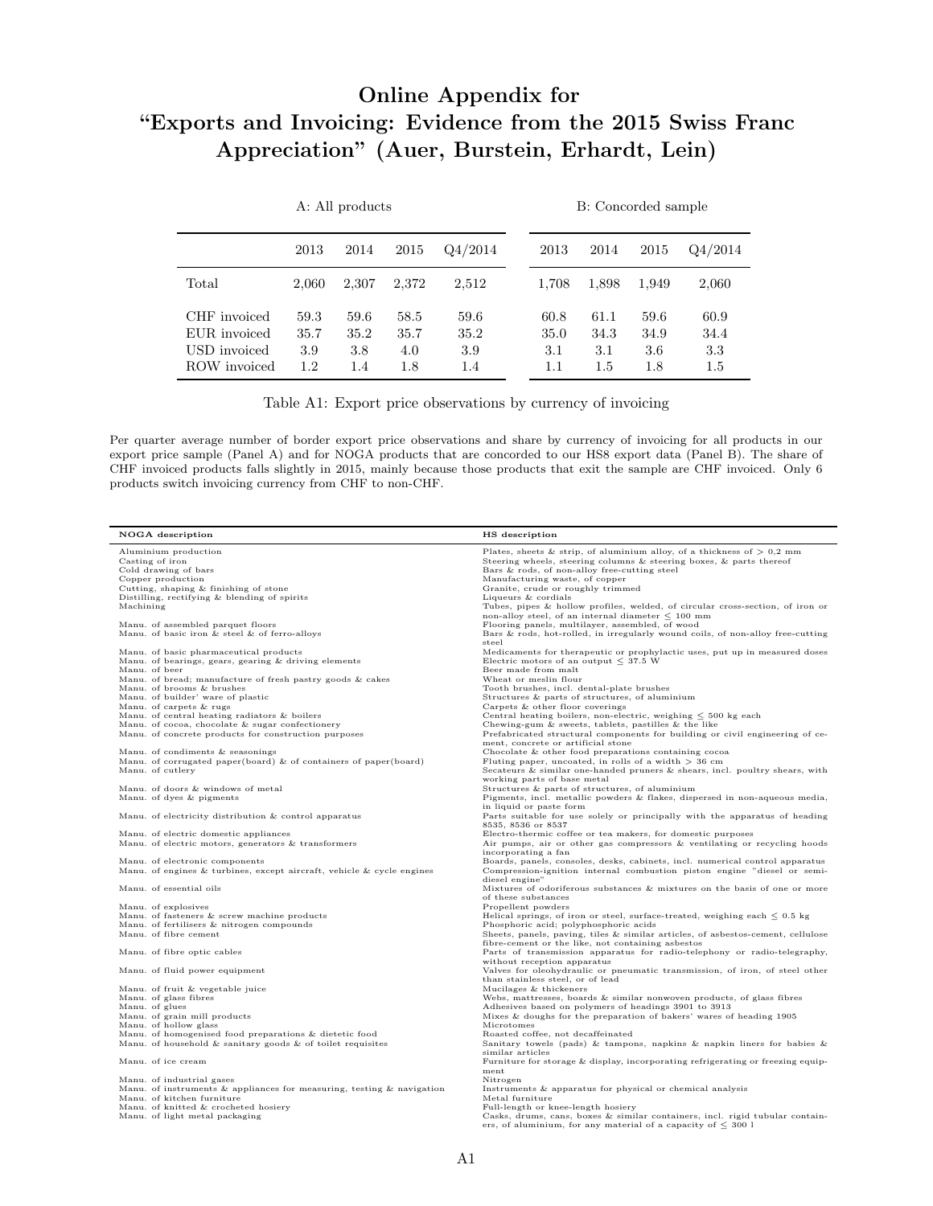# Online Appendix for "Exports and Invoicing: Evidence from the 2015 Swiss Franc Appreciation" (Auer, Burstein, Erhardt, Lein)

| | A: All products | | | | B: Concorded sample | | | |
|---|---|---|---|---|---|---|---|---|
| | 2013 | 2014 | 2015 | Q4/2014 | 2013 | 2014 | 2015 | Q4/2014 |
| Total | 2,060 | 2,307 | 2,372 | 2,512 | 1,708 | 1,898 | 1,949 | 2,060 |
| CHF invoiced | 59.3 | 59.6 | 58.5 | 59.6 | 60.8 | 61.1 | 59.6 | 60.9 |
| EUR invoiced | 35.7 | 35.2 | 35.7 | 35.2 | 35.0 | 34.3 | 34.9 | 34.4 |
| USD invoiced | 3.9 | 3.8 | 4.0 | 3.9 | 3.1 | 3.1 | 3.6 | 3.3 |
| ROW invoiced | 1.2 | 1.4 | 1.8 | 1.4 | 1.1 | 1.5 | 1.8 | 1.5 |

Table A1: Export price observations by currency of invoicing

Per quarter average number of border export price observations and share by currency of invoicing for all products in our export price sample (Panel A) and for NOGA products that are concorded to our HS8 export data (Panel B). The share of CHF invoiced products falls slightly in 2015, mainly because those products that exit the sample are CHF invoiced. Only 6 products switch invoicing currency from CHF to non-CHF.

| NOGA description | HS description |
|---|---|
| Aluminium production | Plates, sheets & strip, of aluminium alloy, of a thickness of > 0,2 mm |
| Casting of iron | Steering wheels, steering columns & steering boxes, & parts thereof |
| Cold drawing of bars | Bars & rods, of non-alloy free-cutting steel |
| Copper production | Manufacturing waste, of copper |
| Cutting, shaping & finishing of stone | Granite, crude or roughly trimmed |
| Distilling, rectifying & blending of spirits | Liqueurs & cordials |
| Machining | Tubes, pipes & hollow profiles, welded, of circular cross-section, of iron or non-alloy steel, of an internal diameter ≤ 100 mm |
| Manu. of assembled parquet floors | Flooring panels, multilayer, assembled, of wood |
| Manu. of basic iron & steel & of ferro-alloys | Bars & rods, hot-rolled, in irregularly wound coils, of non-alloy free-cutting steel |
| Manu. of basic pharmaceutical products | Medicaments for therapeutic or prophylactic uses, put up in measured doses |
| Manu. of bearings, gears, gearing & driving elements | Electric motors of an output ≤ 37.5 W |
| Manu. of beer | Beer made from malt |
| Manu. of bread; manufacture of fresh pastry goods & cakes | Wheat or meslin flour |
| Manu. of brooms & brushes | Tooth brushes, incl. dental-plate brushes |
| Manu. of builder' ware of plastic | Structures & parts of structures, of aluminium |
| Manu. of carpets & rugs | Carpets & other floor coverings |
| Manu. of central heating radiators & boilers | Central heating boilers, non-electric, weighing ≤ 500 kg each |
| Manu. of cocoa, chocolate & sugar confectionery | Chewing-gum & sweets, tablets, pastilles & the like |
| Manu. of concrete products for construction purposes | Prefabricated structural components for building or civil engineering of cement, concrete or artificial stone |
| Manu. of condiments & seasonings | Chocolate & other food preparations containing cocoa |
| Manu. of corrugated paper(board) & of containers of paper(board) | Fluting paper, uncoated, in rolls of a width > 36 cm |
| Manu. of cutlery | Secateurs & similar one-handed pruners & shears, incl. poultry shears, with working parts of base metal |
| Manu. of doors & windows of metal | Structures & parts of structures, of aluminium |
| Manu. of dyes & pigments | Pigments, incl. metallic powders & flakes, dispersed in non-aqueous media, in liquid or paste form |
| Manu. of electricity distribution & control apparatus | Parts suitable for use solely or principally with the apparatus of heading 8535, 8536 or 8537 |
| Manu. of electric domestic appliances | Electro-thermic coffee or tea makers, for domestic purposes |
| Manu. of electric motors, generators & transformers | Air pumps, air or other gas compressors & ventilating or recycling hoods incorporating a fan |
| Manu. of electronic components | Boards, panels, consoles, desks, cabinets, incl. numerical control apparatus |
| Manu. of engines & turbines, except aircraft, vehicle & cycle engines | Compression-ignition internal combustion piston engine "diesel or semi-diesel engine" |
| Manu. of essential oils | Mixtures of odoriferous substances & mixtures on the basis of one or more of these substances |
| Manu. of explosives | Propellent powders |
| Manu. of fasteners & screw machine products | Helical springs, of iron or steel, surface-treated, weighing each ≤ 0.5 kg |
| Manu. of fertilisers & nitrogen compounds | Phosphoric acid; polyphosphoric acids |
| Manu. of fibre cement | Sheets, panels, paving, tiles & similar articles, of asbestos-cement, cellulose fibre-cement or the like, not containing asbestos |
| Manu. of fibre optic cables | Parts of transmission apparatus for radio-telephony or radio-telegraphy, without reception apparatus |
| Manu. of fluid power equipment | Valves for oleohydraulic or pneumatic transmission, of iron, of steel other than stainless steel, or of lead |
| Manu. of fruit & vegetable juice | Mucilages & thickeners |
| Manu. of glass fibres | Webs, mattresses, boards & similar nonwoven products, of glass fibres |
| Manu. of glues | Adhesives based on polymers of headings 3901 to 3913 |
| Manu. of grain mill products | Mixes & doughs for the preparation of bakers' wares of heading 1905 |
| Manu. of hollow glass | Microtomes |
| Manu. of homogenised food preparations & dietetic food | Roasted coffee, not decaffeinated |
| Manu. of household & sanitary goods & of toilet requisites | Sanitary towels (pads) & tampons, napkins & napkin liners for babies & similar articles |
| Manu. of ice cream | Furniture for storage & display, incorporating refrigerating or freezing equipment |
| Manu. of industrial gases | Nitrogen |
| Manu. of instruments & appliances for measuring, testing & navigation | Instruments & apparatus for physical or chemical analysis |
| Manu. of kitchen furniture | Metal furniture |
| Manu. of knitted & crocheted hosiery | Full-length or knee-length hosiery |
| Manu. of light metal packaging | Casks, drums, cans, boxes & similar containers, incl. rigid tubular containers, of aluminium, for any material of a capacity of ≤ 300 l |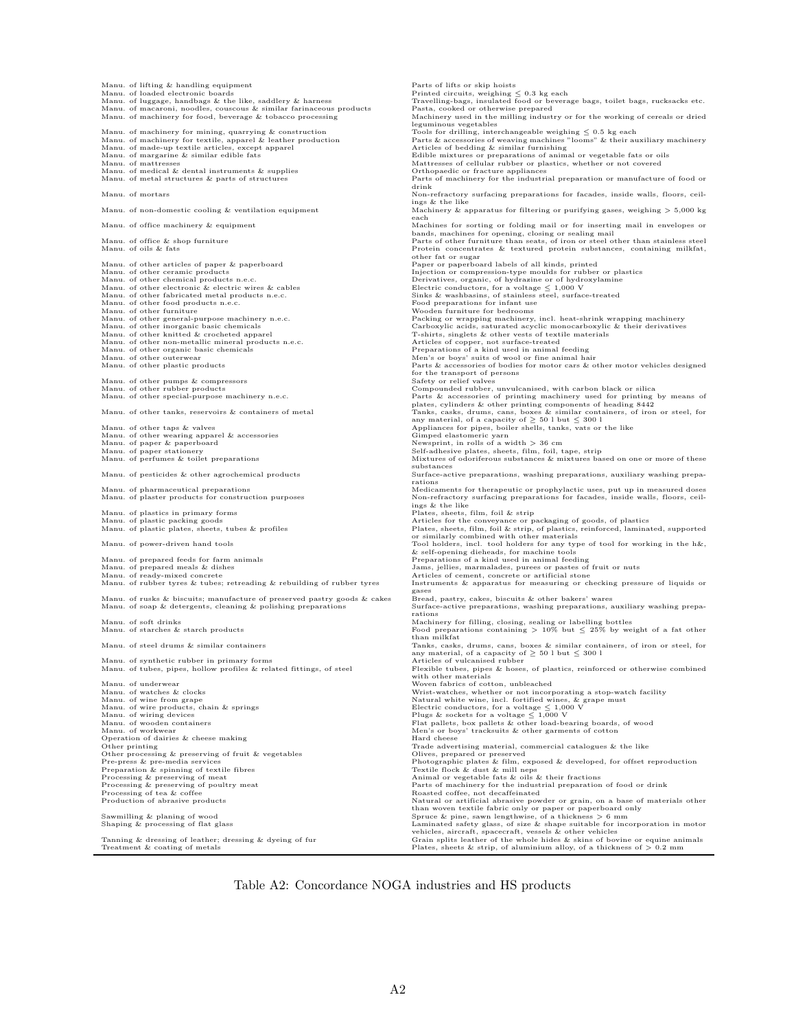| | |
|---|---|
| Manu. of lifting & handling equipment | Parts of lifts or skip hoists |
| Manu. of loaded electronic boards | Printed circuits, weighing $\leq$ 0.3 kg each |
| Manu. of luggage, handbags & the like, saddlery & harness | Travelling-bags, insulated food or beverage bags, toilet bags, rucksacks etc. |
| Manu. of macaroni, noodles, couscous & similar farinaceous products | Pasta, cooked or otherwise prepared |
| Manu. of machinery for food, beverage & tobacco processing | Machinery used in the milling industry or for the working of cereals or dried leguminous vegetables |
| Manu. of machinery for mining, quarrying & construction | Tools for drilling, interchangeable weighing $\leq$ 0.5 kg each |
| Manu. of machinery for textile, apparel & leather production | Parts & accessories of weaving machines "looms" & their auxiliary machinery |
| Manu. of made-up textile articles, except apparel | Articles of bedding & similar furnishing |
| Manu. of margarine & similar edible fats | Edible mixtures or preparations of animal or vegetable fats or oils |
| Manu. of mattresses | Mattresses of cellular rubber or plastics, whether or not covered |
| Manu. of medical & dental instruments & supplies | Orthopaedic or fracture appliances |
| Manu. of metal structures & parts of structures | Parts of machinery for the industrial preparation or manufacture of food or drink |
| Manu. of mortars | Non-refractory surfacing preparations for facades, inside walls, floors, ceilings & the like |
| Manu. of non-domestic cooling & ventilation equipment | Machinery & apparatus for filtering or purifying gases, weighing > 5,000 kg each |
| Manu. of office machinery & equipment | Machines for sorting or folding mail or for inserting mail in envelopes or bands, machines for opening, closing or sealing mail |
| Manu. of office & shop furniture | Parts of other furniture than seats, of iron or steel other than stainless steel |
| Manu. of oils & fats | Protein concentrates & textured protein substances, containing milkfat, other fat or sugar |
| Manu. of other articles of paper & paperboard | Paper or paperboard labels of all kinds, printed |
| Manu. of other ceramic products | Injection or compression-type moulds for rubber or plastics |
| Manu. of other chemical products n.e.c. | Derivatives, organic, of hydrazine or of hydroxylamine |
| Manu. of other electronic & electric wires & cables | Electric conductors, for a voltage $\leq$ 1,000 V |
| Manu. of other fabricated metal products n.e.c. | Sinks & washbasins, of stainless steel, surface-treated |
| Manu. of other food products n.e.c. | Food preparations for infant use |
| Manu. of other furniture | Wooden furniture for bedrooms |
| Manu. of other general-purpose machinery n.e.c. | Packing or wrapping machinery, incl. heat-shrink wrapping machinery |
| Manu. of other inorganic basic chemicals | Carboxylic acids, saturated acyclic monocarboxylic & their derivatives |
| Manu. of other knitted & crocheted apparel | T-shirts, singlets & other vests of textile materials |
| Manu. of other non-metallic mineral products n.e.c. | Articles of copper, not surface-treated |
| Manu. of other organic basic chemicals | Preparations of a kind used in animal feeding |
| Manu. of other outerwear | Men's or boys' suits of wool or fine animal hair |
| Manu. of other plastic products | Parts & accessories of bodies for motor cars & other motor vehicles designed for the transport of persons |
| Manu. of other pumps & compressors | Safety or relief valves |
| Manu. of other rubber products | Compounded rubber, unvulcanised, with carbon black or silica |
| Manu. of other special-purpose machinery n.e.c. | Parts & accessories of printing machinery used for printing by means of plates, cylinders & other printing components of heading 8442 |
| Manu. of other tanks, reservoirs & containers of metal | Tanks, casks, drums, cans, boxes & similar containers, of iron or steel, for any material, of a capacity of $\geq$ 50 l but $\leq$ 300 l |
| Manu. of other taps & valves | Appliances for pipes, boiler shells, tanks, vats or the like |
| Manu. of other wearing apparel & accessories | Gimped elastomeric yarn |
| Manu. of paper & paperboard | Newsprint, in rolls of a width > 36 cm |
| Manu. of paper stationery | Self-adhesive plates, sheets, film, foil, tape, strip |
| Manu. of perfumes & toilet preparations | Mixtures of odoriferous substances & mixtures based on one or more of these substances |
| Manu. of pesticides & other agrochemical products | Surface-active preparations, washing preparations, auxiliary washing preparations |
| Manu. of pharmaceutical preparations | Medicaments for therapeutic or prophylactic uses, put up in measured doses |
| Manu. of plaster products for construction purposes | Non-refractory surfacing preparations for facades, inside walls, floors, ceilings & the like |
| Manu. of plastics in primary forms | Plates, sheets, film, foil & strip |
| Manu. of plastic packing goods | Articles for the conveyance or packaging of goods, of plastics |
| Manu. of plastic plates, sheets, tubes & profiles | Plates, sheets, film, foil & strip, of plastics, reinforced, laminated, supported or similarly combined with other materials |
| Manu. of power-driven hand tools | Tool holders, incl. tool holders for any type of tool for working in the h&, & self-opening dieheads, for machine tools |
| Manu. of prepared feeds for farm animals | Preparations of a kind used in animal feeding |
| Manu. of prepared meals & dishes | Jams, jellies, marmalades, purees or pastes of fruit or nuts |
| Manu. of ready-mixed concrete | Articles of cement, concrete or artificial stone |
| Manu. of rubber tyres & tubes; retreading & rebuilding of rubber tyres | Instruments & apparatus for measuring or checking pressure of liquids or gases |
| Manu. of rusks & biscuits; manufacture of preserved pastry goods & cakes | Bread, pastry, cakes, biscuits & other bakers' wares |
| Manu. of soap & detergents, cleaning & polishing preparations | Surface-active preparations, washing preparations, auxiliary washing preparations |
| Manu. of soft drinks | Machinery for filling, closing, sealing or labelling bottles |
| Manu. of starches & starch products | Food preparations containing > 10% but $\leq$ 25% by weight of a fat other than milkfat |
| Manu. of steel drums & similar containers | Tanks, casks, drums, cans, boxes & similar containers, of iron or steel, for any material, of a capacity of $\geq$ 50 l but $\leq$ 300 l |
| Manu. of synthetic rubber in primary forms | Articles of vulcanised rubber |
| Manu. of tubes, pipes, hollow profiles & related fittings, of steel | Flexible tubes, pipes & hoses, of plastics, reinforced or otherwise combined with other materials |
| Manu. of underwear | Woven fabrics of cotton, unbleached |
| Manu. of watches & clocks | Wrist-watches, whether or not incorporating a stop-watch facility |
| Manu. of wine from grape | Natural white wine, incl. fortified wines, & grape must |
| Manu. of wire products, chain & springs | Electric conductors, for a voltage $\leq$ 1,000 V |
| Manu. of wiring devices | Plugs & sockets for a voltage $\leq$ 1,000 V |
| Manu. of wooden containers | Flat pallets, box pallets & other load-bearing boards, of wood |
| Manu. of workwear | Men's or boys' tracksuits & other garments of cotton |
| Operation of dairies & cheese making | Hard cheese |
| Other printing | Trade advertising material, commercial catalogues & the like |
| Other processing & preserving of fruit & vegetables | Olives, prepared or preserved |
| Pre-press & pre-media services | Photographic plates & film, exposed & developed, for offset reproduction |
| Preparation & spinning of textile fibres | Textile flock & dust & mill neps |
| Processing & preserving of meat | Animal or vegetable fats & oils & their fractions |
| Processing & preserving of poultry meat | Parts of machinery for the industrial preparation of food or drink |
| Processing of tea & coffee | Roasted coffee, not decaffeinated |
| Production of abrasive products | Natural or artificial abrasive powder or grain, on a base of materials other than woven textile fabric only or paper or paperboard only |
| Sawmilling & planing of wood | Spruce & pine, sawn lengthwise, of a thickness > 6 mm |
| Shaping & processing of flat glass | Laminated safety glass, of size & shape suitable for incorporation in motor vehicles, aircraft, spacecraft, vessels & other vehicles |
| Tanning & dressing of leather; dressing & dyeing of fur | Grain splits leather of the whole hides & skins of bovine or equine animals |
| Treatment & coating of metals | Plates, sheets & strip, of aluminium alloy, of a thickness of > 0.2 mm |

Table A2: Concordance NOGA industries and HS products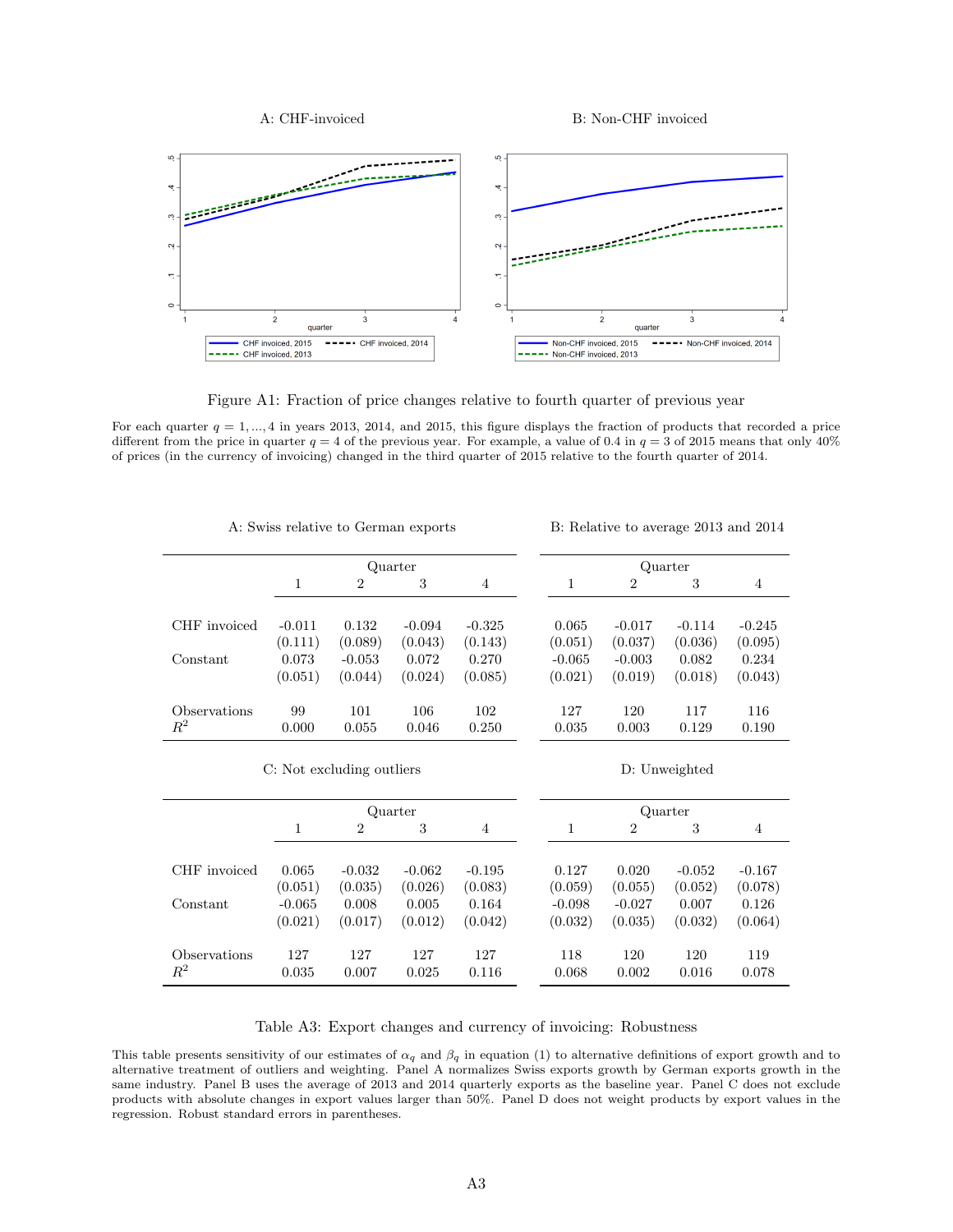A: CHF-invoiced

B: Non-CHF invoiced

0
.1
.2
.3
.4
.5

1
2
3
4

quarter

CHF invoiced, 2015
CHF invoiced, 2014
CHF invoiced, 2013

0
.1
.2
.3
.4
.5

1
2
3
4

quarter

Non-CHF invoiced, 2015
Non-CHF invoiced, 2014
Non-CHF invoiced, 2013

Figure A1: Fraction of price changes relative to fourth quarter of previous year

For each quarter $q = 1, ..., 4$ in years 2013, 2014, and 2015, this figure displays the fraction of products that recorded a price different from the price in quarter $q = 4$ of the previous year. For example, a value of 0.4 in $q = 3$ of 2015 means that only 40% of prices (in the currency of invoicing) changed in the third quarter of 2015 relative to the fourth quarter of 2014.

A: Swiss relative to German exports

| | Quarter | | | |
|---|---|---|---|---|
| | 1 | 2 | 3 | 4 |
| CHF invoiced | -0.011 | 0.132 | -0.094 | -0.325 |
| | (0.111) | (0.089) | (0.043) | (0.143) |
| Constant | 0.073 | -0.053 | 0.072 | 0.270 |
| | (0.051) | (0.044) | (0.024) | (0.085) |
| Observations | 99 | 101 | 106 | 102 |
| $R^2$ | 0.000 | 0.055 | 0.046 | 0.250 |

B: Relative to average 2013 and 2014

| | Quarter | | | |
|---|---|---|---|---|
| | 1 | 2 | 3 | 4 |
| CHF invoiced | 0.065 | -0.017 | -0.114 | -0.245 |
| | (0.051) | (0.037) | (0.036) | (0.095) |
| Constant | -0.065 | -0.003 | 0.082 | 0.234 |
| | (0.021) | (0.019) | (0.018) | (0.043) |
| Observations | 127 | 120 | 117 | 116 |
| $R^2$ | 0.035 | 0.003 | 0.129 | 0.190 |

C: Not excluding outliers

| | Quarter | | | |
|---|---|---|---|---|
| | 1 | 2 | 3 | 4 |
| CHF invoiced | 0.065 | -0.032 | -0.062 | -0.195 |
| | (0.051) | (0.035) | (0.026) | (0.083) |
| Constant | -0.065 | 0.008 | 0.005 | 0.164 |
| | (0.021) | (0.017) | (0.012) | (0.042) |
| Observations | 127 | 127 | 127 | 127 |
| $R^2$ | 0.035 | 0.007 | 0.025 | 0.116 |

D: Unweighted

| | Quarter | | | |
|---|---|---|---|---|
| | 1 | 2 | 3 | 4 |
| CHF invoiced | 0.127 | 0.020 | -0.052 | -0.167 |
| | (0.059) | (0.055) | (0.052) | (0.078) |
| Constant | -0.098 | -0.027 | 0.007 | 0.126 |
| | (0.032) | (0.035) | (0.032) | (0.064) |
| Observations | 118 | 120 | 120 | 119 |
| $R^2$ | 0.068 | 0.002 | 0.016 | 0.078 |

Table A3: Export changes and currency of invoicing: Robustness

This table presents sensitivity of our estimates of $\alpha_q$ and $\beta_q$ in equation (1) to alternative definitions of export growth and to alternative treatment of outliers and weighting. Panel A normalizes Swiss exports growth by German exports growth in the same industry. Panel B uses the average of 2013 and 2014 quarterly exports as the baseline year. Panel C does not exclude products with absolute changes in export values larger than 50%. Panel D does not weight products by export values in the regression. Robust standard errors in parentheses.